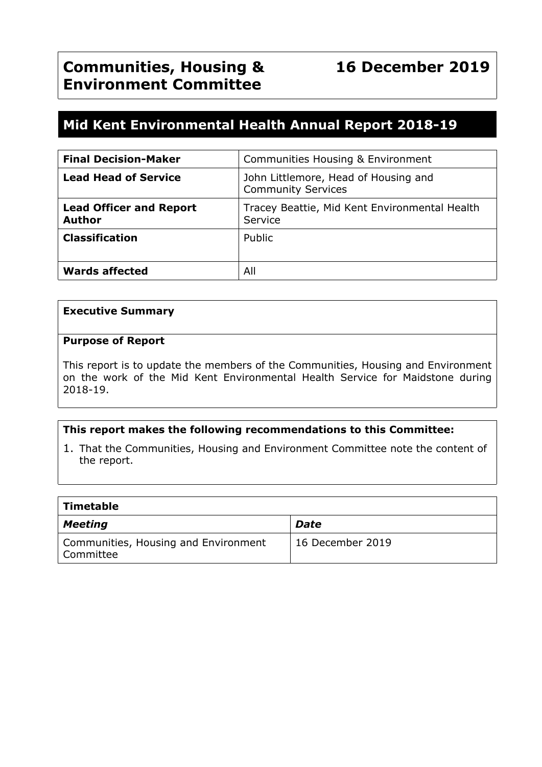# Communities, Housing & Environment Committee

**16 December 2019**

## Mid Kent Environmental Health Annual Report 2018-19

| **Final Decision-Maker** | Communities Housing & Environment |
|---|---|
| **Lead Head of Service** | John Littlemore, Head of Housing and Community Services |
| **Lead Officer and Report Author** | Tracey Beattie, Mid Kent Environmental Health Service |
| **Classification** | Public |
| **Wards affected** | All |

**Executive Summary**

**Purpose of Report**

This report is to update the members of the Communities, Housing and Environment on the work of the Mid Kent Environmental Health Service for Maidstone during 2018-19.

**This report makes the following recommendations to this Committee:**

1. That the Communities, Housing and Environment Committee note the content of the report.

| **Timetable** | |
|---|---|
| ***Meeting*** | ***Date*** |
| Communities, Housing and Environment Committee | 16 December 2019 |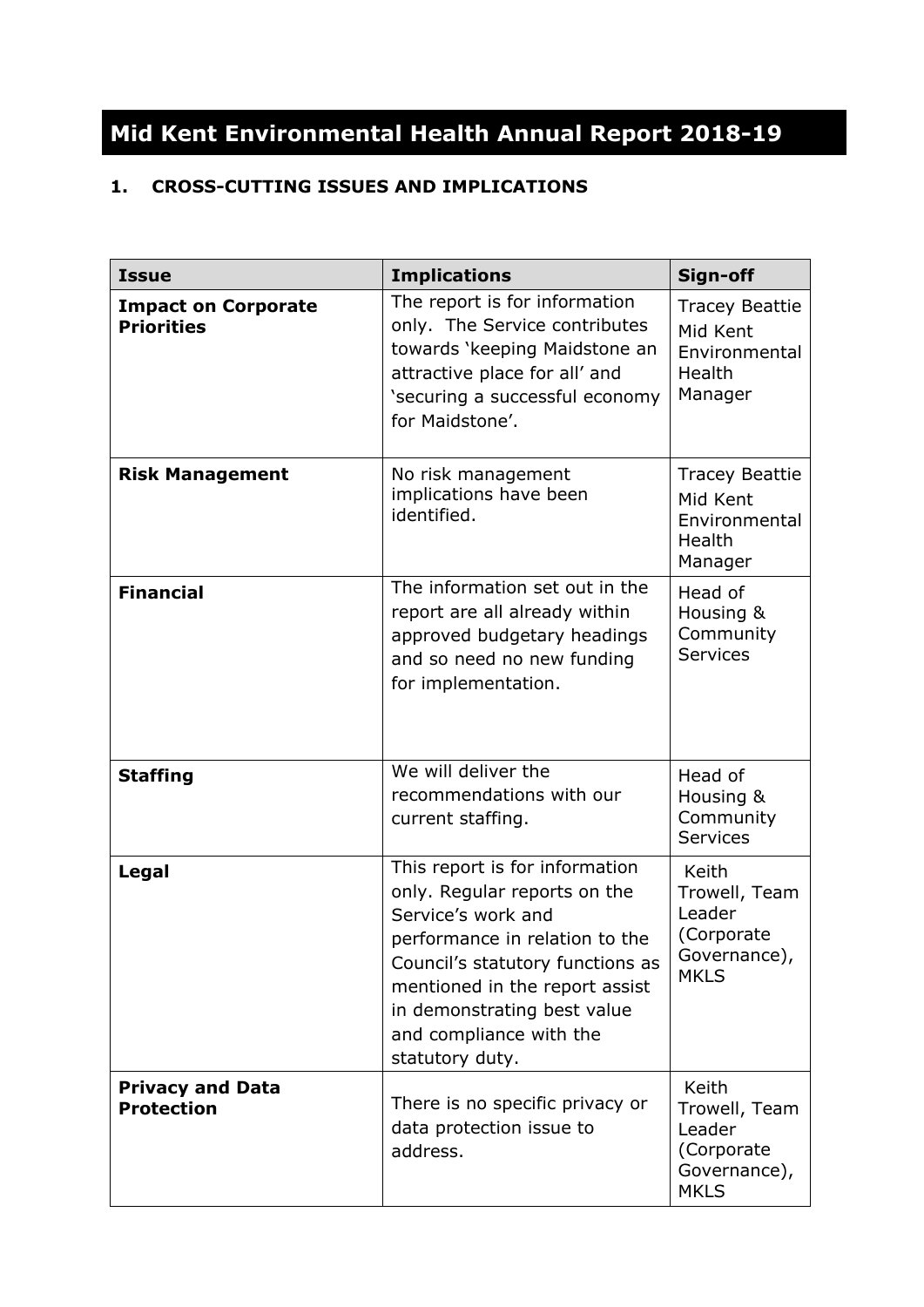# Mid Kent Environmental Health Annual Report 2018-19

## 1. CROSS-CUTTING ISSUES AND IMPLICATIONS

| Issue | Implications | Sign-off |
| --- | --- | --- |
| **Impact on Corporate Priorities** | The report is for information only. The Service contributes towards 'keeping Maidstone an attractive place for all' and 'securing a successful economy for Maidstone'. | Tracey Beattie Mid Kent Environmental Health Manager |
| **Risk Management** | No risk management implications have been identified. | Tracey Beattie Mid Kent Environmental Health Manager |
| **Financial** | The information set out in the report are all already within approved budgetary headings and so need no new funding for implementation. | Head of Housing & Community Services |
| **Staffing** | We will deliver the recommendations with our current staffing. | Head of Housing & Community Services |
| **Legal** | This report is for information only. Regular reports on the Service's work and performance in relation to the Council's statutory functions as mentioned in the report assist in demonstrating best value and compliance with the statutory duty. | Keith Trowell, Team Leader (Corporate Governance), MKLS |
| **Privacy and Data Protection** | There is no specific privacy or data protection issue to address. | Keith Trowell, Team Leader (Corporate Governance), MKLS |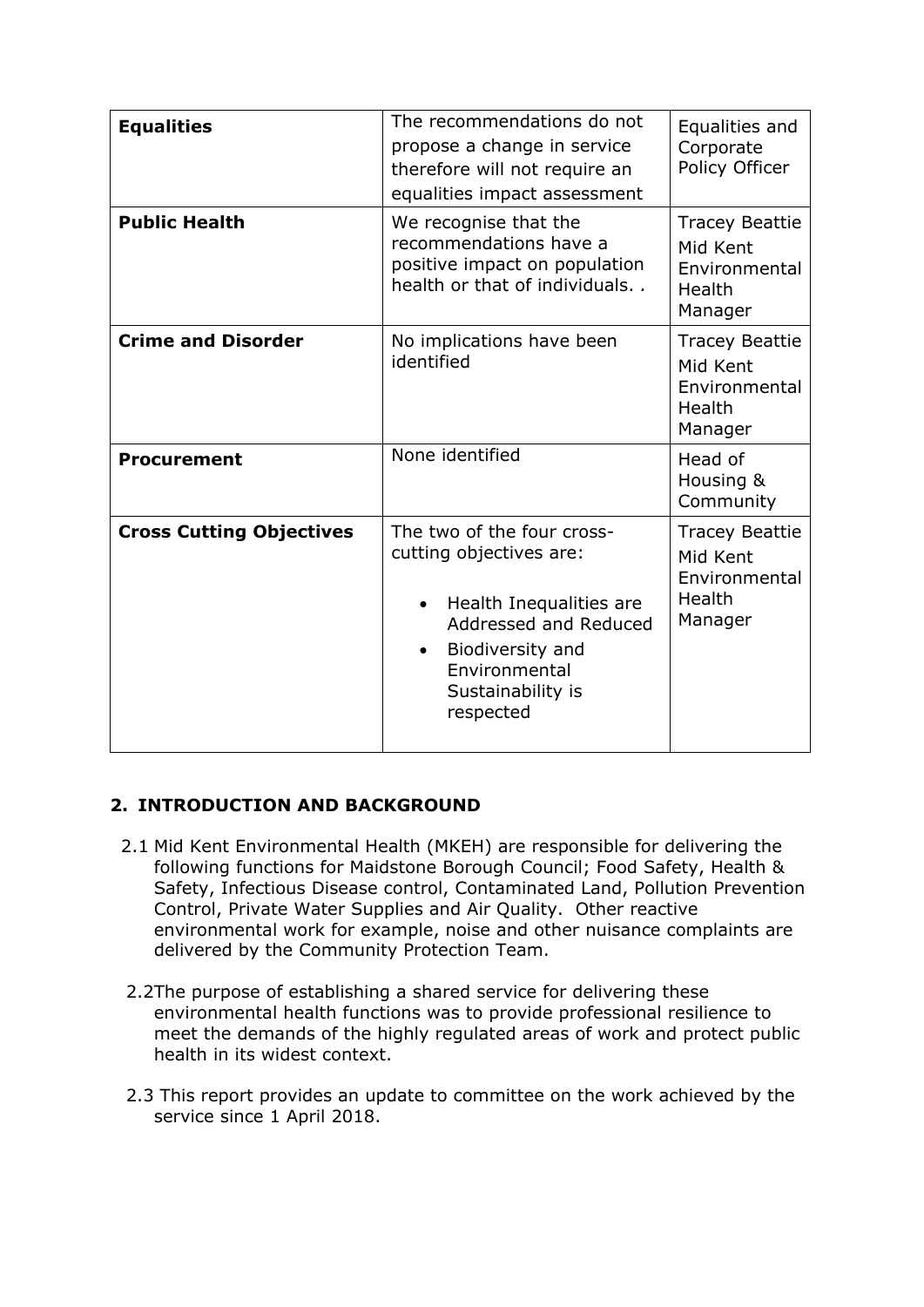| | | |
|---|---|---|
| **Equalities** | The recommendations do not propose a change in service therefore will not require an equalities impact assessment | Equalities and Corporate Policy Officer |
| **Public Health** | We recognise that the recommendations have a positive impact on population health or that of individuals. . | Tracey Beattie Mid Kent Environmental Health Manager |
| **Crime and Disorder** | No implications have been identified | Tracey Beattie Mid Kent Environmental Health Manager |
| **Procurement** | None identified | Head of Housing & Community |
| **Cross Cutting Objectives** | The two of the four cross-cutting objectives are:<br>• Health Inequalities are Addressed and Reduced<br>• Biodiversity and Environmental Sustainability is respected | Tracey Beattie Mid Kent Environmental Health Manager |

## 2. INTRODUCTION AND BACKGROUND

2.1 Mid Kent Environmental Health (MKEH) are responsible for delivering the following functions for Maidstone Borough Council; Food Safety, Health & Safety, Infectious Disease control, Contaminated Land, Pollution Prevention Control, Private Water Supplies and Air Quality. Other reactive environmental work for example, noise and other nuisance complaints are delivered by the Community Protection Team.

2.2The purpose of establishing a shared service for delivering these environmental health functions was to provide professional resilience to meet the demands of the highly regulated areas of work and protect public health in its widest context.

2.3 This report provides an update to committee on the work achieved by the service since 1 April 2018.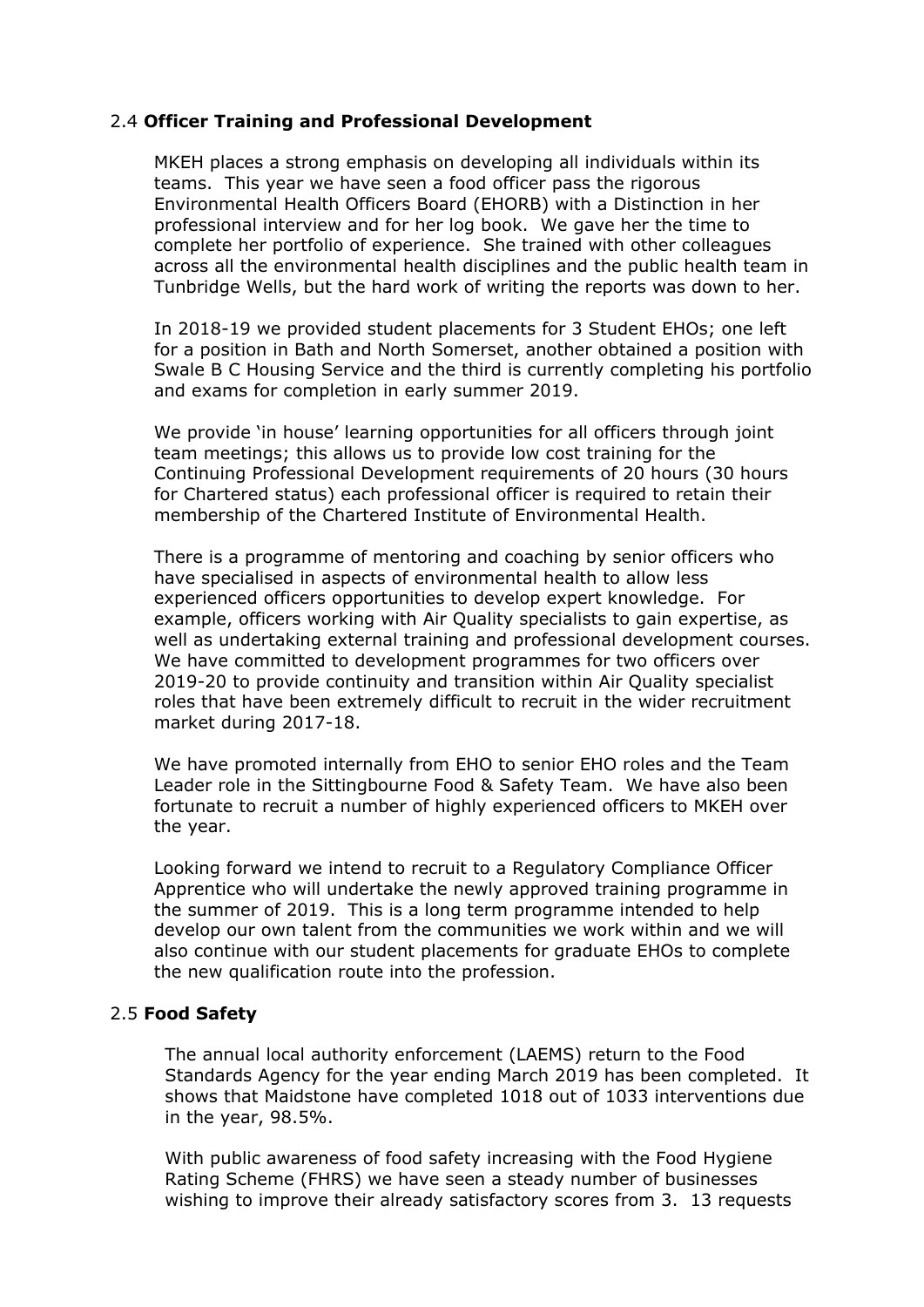## 2.4 **Officer Training and Professional Development**

MKEH places a strong emphasis on developing all individuals within its teams. This year we have seen a food officer pass the rigorous Environmental Health Officers Board (EHORB) with a Distinction in her professional interview and for her log book. We gave her the time to complete her portfolio of experience. She trained with other colleagues across all the environmental health disciplines and the public health team in Tunbridge Wells, but the hard work of writing the reports was down to her.

In 2018-19 we provided student placements for 3 Student EHOs; one left for a position in Bath and North Somerset, another obtained a position with Swale B C Housing Service and the third is currently completing his portfolio and exams for completion in early summer 2019.

We provide 'in house' learning opportunities for all officers through joint team meetings; this allows us to provide low cost training for the Continuing Professional Development requirements of 20 hours (30 hours for Chartered status) each professional officer is required to retain their membership of the Chartered Institute of Environmental Health.

There is a programme of mentoring and coaching by senior officers who have specialised in aspects of environmental health to allow less experienced officers opportunities to develop expert knowledge. For example, officers working with Air Quality specialists to gain expertise, as well as undertaking external training and professional development courses. We have committed to development programmes for two officers over 2019-20 to provide continuity and transition within Air Quality specialist roles that have been extremely difficult to recruit in the wider recruitment market during 2017-18.

We have promoted internally from EHO to senior EHO roles and the Team Leader role in the Sittingbourne Food & Safety Team. We have also been fortunate to recruit a number of highly experienced officers to MKEH over the year.

Looking forward we intend to recruit to a Regulatory Compliance Officer Apprentice who will undertake the newly approved training programme in the summer of 2019. This is a long term programme intended to help develop our own talent from the communities we work within and we will also continue with our student placements for graduate EHOs to complete the new qualification route into the profession.

## 2.5 **Food Safety**

The annual local authority enforcement (LAEMS) return to the Food Standards Agency for the year ending March 2019 has been completed. It shows that Maidstone have completed 1018 out of 1033 interventions due in the year, 98.5%.

With public awareness of food safety increasing with the Food Hygiene Rating Scheme (FHRS) we have seen a steady number of businesses wishing to improve their already satisfactory scores from 3. 13 requests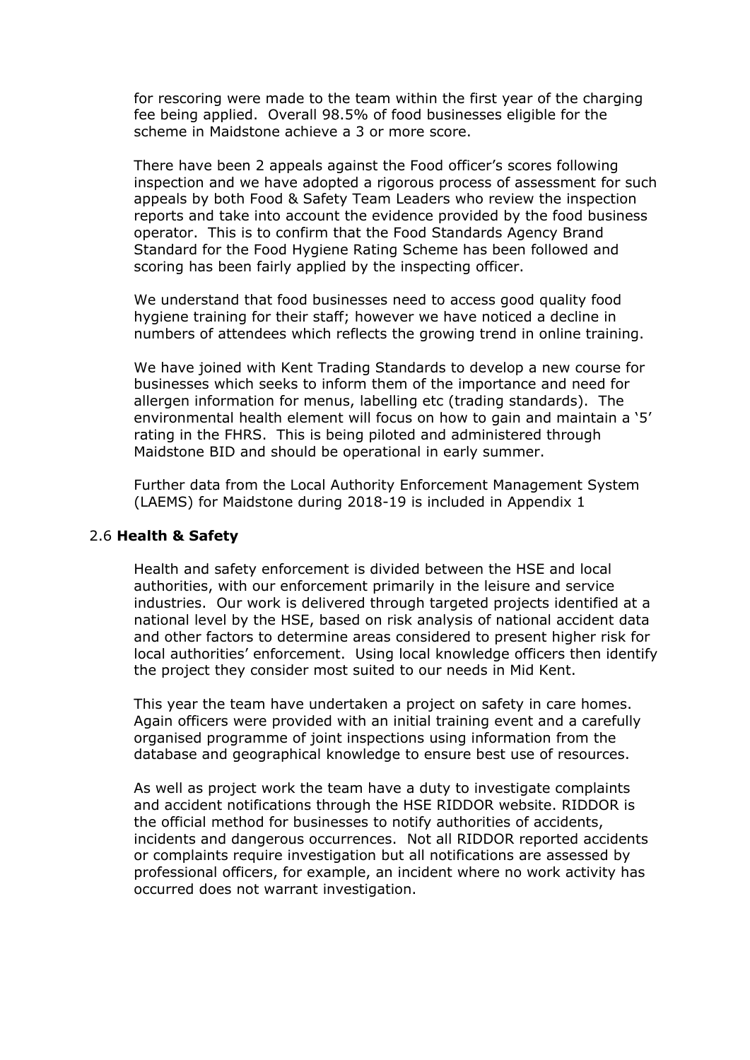for rescoring were made to the team within the first year of the charging fee being applied. Overall 98.5% of food businesses eligible for the scheme in Maidstone achieve a 3 or more score.

There have been 2 appeals against the Food officer's scores following inspection and we have adopted a rigorous process of assessment for such appeals by both Food & Safety Team Leaders who review the inspection reports and take into account the evidence provided by the food business operator. This is to confirm that the Food Standards Agency Brand Standard for the Food Hygiene Rating Scheme has been followed and scoring has been fairly applied by the inspecting officer.

We understand that food businesses need to access good quality food hygiene training for their staff; however we have noticed a decline in numbers of attendees which reflects the growing trend in online training.

We have joined with Kent Trading Standards to develop a new course for businesses which seeks to inform them of the importance and need for allergen information for menus, labelling etc (trading standards). The environmental health element will focus on how to gain and maintain a '5' rating in the FHRS. This is being piloted and administered through Maidstone BID and should be operational in early summer.

Further data from the Local Authority Enforcement Management System (LAEMS) for Maidstone during 2018-19 is included in Appendix 1

### 2.6 **Health & Safety**

Health and safety enforcement is divided between the HSE and local authorities, with our enforcement primarily in the leisure and service industries. Our work is delivered through targeted projects identified at a national level by the HSE, based on risk analysis of national accident data and other factors to determine areas considered to present higher risk for local authorities' enforcement. Using local knowledge officers then identify the project they consider most suited to our needs in Mid Kent.

This year the team have undertaken a project on safety in care homes. Again officers were provided with an initial training event and a carefully organised programme of joint inspections using information from the database and geographical knowledge to ensure best use of resources.

As well as project work the team have a duty to investigate complaints and accident notifications through the HSE RIDDOR website. RIDDOR is the official method for businesses to notify authorities of accidents, incidents and dangerous occurrences. Not all RIDDOR reported accidents or complaints require investigation but all notifications are assessed by professional officers, for example, an incident where no work activity has occurred does not warrant investigation.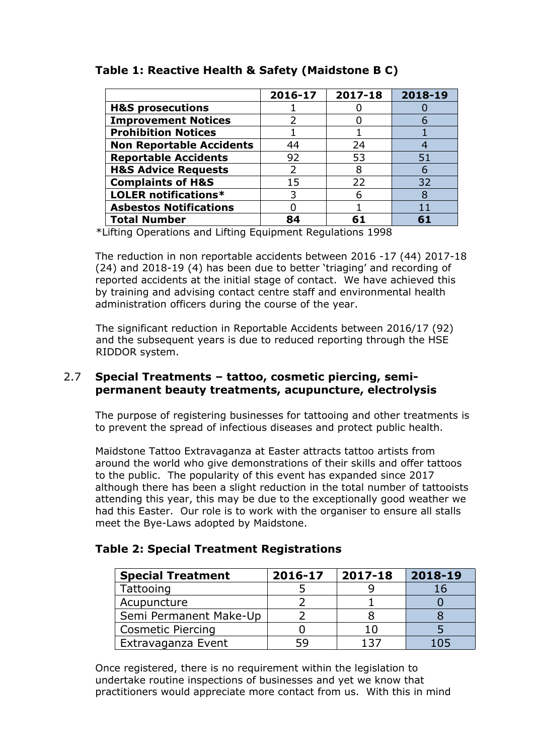### Table 1: Reactive Health & Safety (Maidstone B C)

| | 2016-17 | 2017-18 | 2018-19 |
|---|---|---|---|
| **H&S prosecutions** | 1 | 0 | 0 |
| **Improvement Notices** | 2 | 0 | 6 |
| **Prohibition Notices** | 1 | 1 | 1 |
| **Non Reportable Accidents** | 44 | 24 | 4 |
| **Reportable Accidents** | 92 | 53 | 51 |
| **H&S Advice Requests** | 2 | 8 | 6 |
| **Complaints of H&S** | 15 | 22 | 32 |
| **LOLER notifications*** | 3 | 6 | 8 |
| **Asbestos Notifications** | 0 | 1 | 11 |
| **Total Number** | **84** | **61** | **61** |

*Lifting Operations and Lifting Equipment Regulations 1998

The reduction in non reportable accidents between 2016 -17 (44) 2017-18 (24) and 2018-19 (4) has been due to better 'triaging' and recording of reported accidents at the initial stage of contact. We have achieved this by training and advising contact centre staff and environmental health administration officers during the course of the year.

The significant reduction in Reportable Accidents between 2016/17 (92) and the subsequent years is due to reduced reporting through the HSE RIDDOR system.

## 2.7 Special Treatments – tattoo, cosmetic piercing, semi-permanent beauty treatments, acupuncture, electrolysis

The purpose of registering businesses for tattooing and other treatments is to prevent the spread of infectious diseases and protect public health.

Maidstone Tattoo Extravaganza at Easter attracts tattoo artists from around the world who give demonstrations of their skills and offer tattoos to the public. The popularity of this event has expanded since 2017 although there has been a slight reduction in the total number of tattooists attending this year, this may be due to the exceptionally good weather we had this Easter. Our role is to work with the organiser to ensure all stalls meet the Bye-Laws adopted by Maidstone.

### Table 2: Special Treatment Registrations

| Special Treatment | 2016-17 | 2017-18 | 2018-19 |
|---|---|---|---|
| Tattooing | 5 | 9 | 16 |
| Acupuncture | 2 | 1 | 0 |
| Semi Permanent Make-Up | 2 | 8 | 8 |
| Cosmetic Piercing | 0 | 10 | 5 |
| Extravaganza Event | 59 | 137 | 105 |

Once registered, there is no requirement within the legislation to undertake routine inspections of businesses and yet we know that practitioners would appreciate more contact from us. With this in mind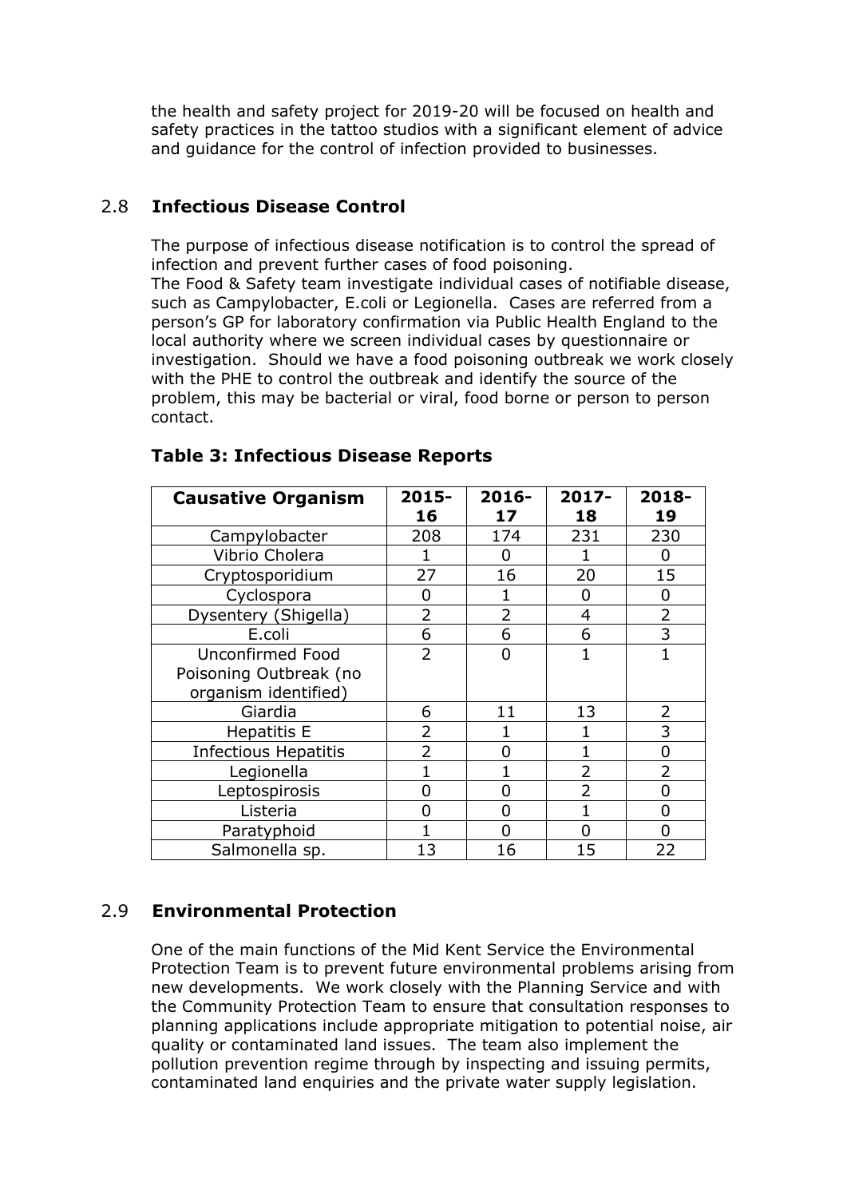the health and safety project for 2019-20 will be focused on health and safety practices in the tattoo studios with a significant element of advice and guidance for the control of infection provided to businesses.

## 2.8 **Infectious Disease Control**

The purpose of infectious disease notification is to control the spread of infection and prevent further cases of food poisoning.
The Food & Safety team investigate individual cases of notifiable disease, such as Campylobacter, E.coli or Legionella. Cases are referred from a person's GP for laboratory confirmation via Public Health England to the local authority where we screen individual cases by questionnaire or investigation. Should we have a food poisoning outbreak we work closely with the PHE to control the outbreak and identify the source of the problem, this may be bacterial or viral, food borne or person to person contact.

**Table 3: Infectious Disease Reports**

| Causative Organism | 2015-16 | 2016-17 | 2017-18 | 2018-19 |
|---|---|---|---|---|
| Campylobacter | 208 | 174 | 231 | 230 |
| Vibrio Cholera | 1 | 0 | 1 | 0 |
| Cryptosporidium | 27 | 16 | 20 | 15 |
| Cyclospora | 0 | 1 | 0 | 0 |
| Dysentery (Shigella) | 2 | 2 | 4 | 2 |
| E.coli | 6 | 6 | 6 | 3 |
| Unconfirmed Food Poisoning Outbreak (no organism identified) | 2 | 0 | 1 | 1 |
| Giardia | 6 | 11 | 13 | 2 |
| Hepatitis E | 2 | 1 | 1 | 3 |
| Infectious Hepatitis | 2 | 0 | 1 | 0 |
| Legionella | 1 | 1 | 2 | 2 |
| Leptospirosis | 0 | 0 | 2 | 0 |
| Listeria | 0 | 0 | 1 | 0 |
| Paratyphoid | 1 | 0 | 0 | 0 |
| Salmonella sp. | 13 | 16 | 15 | 22 |

## 2.9 **Environmental Protection**

One of the main functions of the Mid Kent Service the Environmental Protection Team is to prevent future environmental problems arising from new developments. We work closely with the Planning Service and with the Community Protection Team to ensure that consultation responses to planning applications include appropriate mitigation to potential noise, air quality or contaminated land issues. The team also implement the pollution prevention regime through by inspecting and issuing permits, contaminated land enquiries and the private water supply legislation.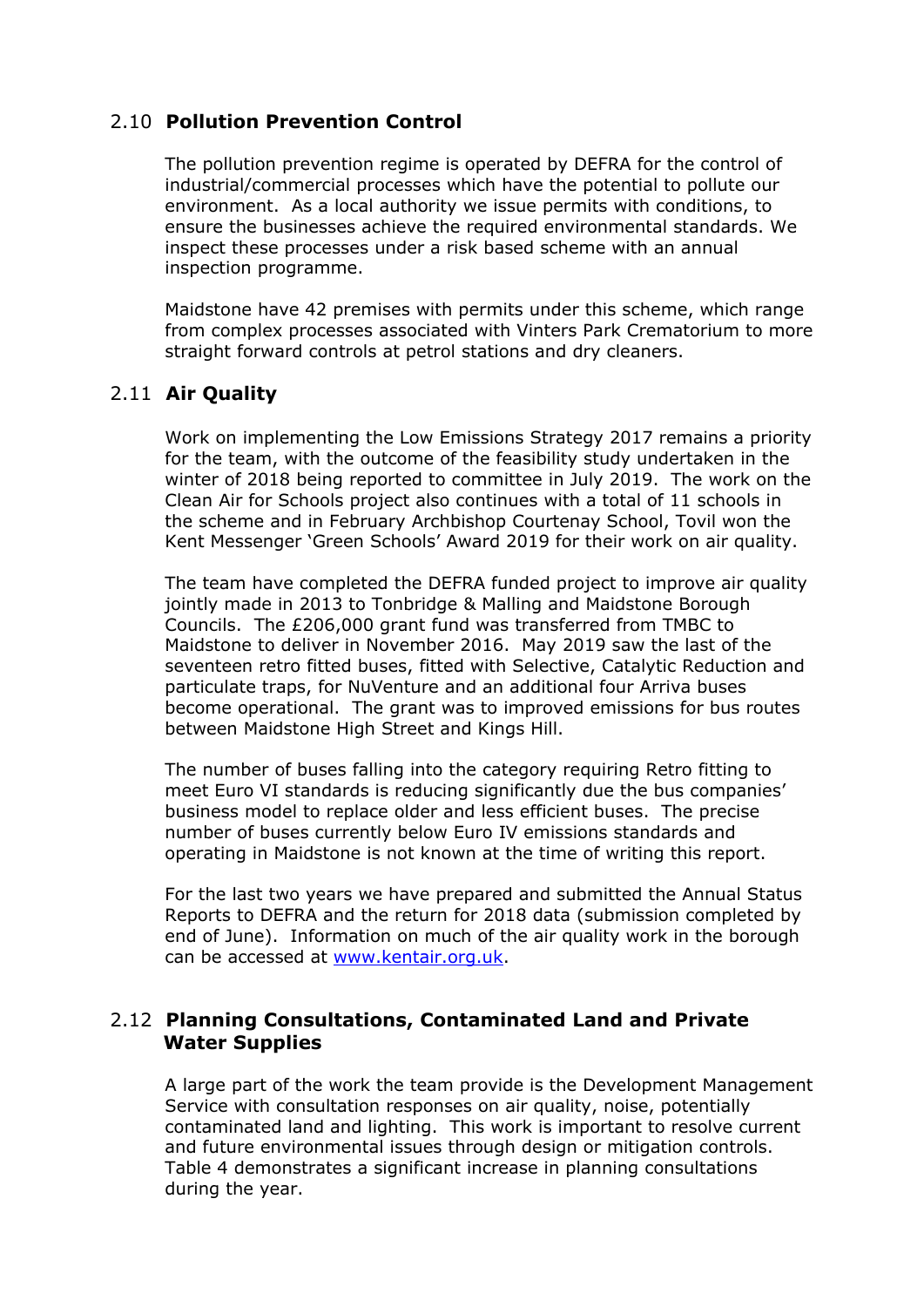## 2.10 Pollution Prevention Control

The pollution prevention regime is operated by DEFRA for the control of industrial/commercial processes which have the potential to pollute our environment. As a local authority we issue permits with conditions, to ensure the businesses achieve the required environmental standards. We inspect these processes under a risk based scheme with an annual inspection programme.

Maidstone have 42 premises with permits under this scheme, which range from complex processes associated with Vinters Park Crematorium to more straight forward controls at petrol stations and dry cleaners.

## 2.11 Air Quality

Work on implementing the Low Emissions Strategy 2017 remains a priority for the team, with the outcome of the feasibility study undertaken in the winter of 2018 being reported to committee in July 2019. The work on the Clean Air for Schools project also continues with a total of 11 schools in the scheme and in February Archbishop Courtenay School, Tovil won the Kent Messenger 'Green Schools' Award 2019 for their work on air quality.

The team have completed the DEFRA funded project to improve air quality jointly made in 2013 to Tonbridge & Malling and Maidstone Borough Councils. The £206,000 grant fund was transferred from TMBC to Maidstone to deliver in November 2016. May 2019 saw the last of the seventeen retro fitted buses, fitted with Selective, Catalytic Reduction and particulate traps, for NuVenture and an additional four Arriva buses become operational. The grant was to improved emissions for bus routes between Maidstone High Street and Kings Hill.

The number of buses falling into the category requiring Retro fitting to meet Euro VI standards is reducing significantly due the bus companies' business model to replace older and less efficient buses. The precise number of buses currently below Euro IV emissions standards and operating in Maidstone is not known at the time of writing this report.

For the last two years we have prepared and submitted the Annual Status Reports to DEFRA and the return for 2018 data (submission completed by end of June). Information on much of the air quality work in the borough can be accessed at [www.kentair.org.uk](http://www.kentair.org.uk).

## 2.12 Planning Consultations, Contaminated Land and Private Water Supplies

A large part of the work the team provide is the Development Management Service with consultation responses on air quality, noise, potentially contaminated land and lighting. This work is important to resolve current and future environmental issues through design or mitigation controls. Table 4 demonstrates a significant increase in planning consultations during the year.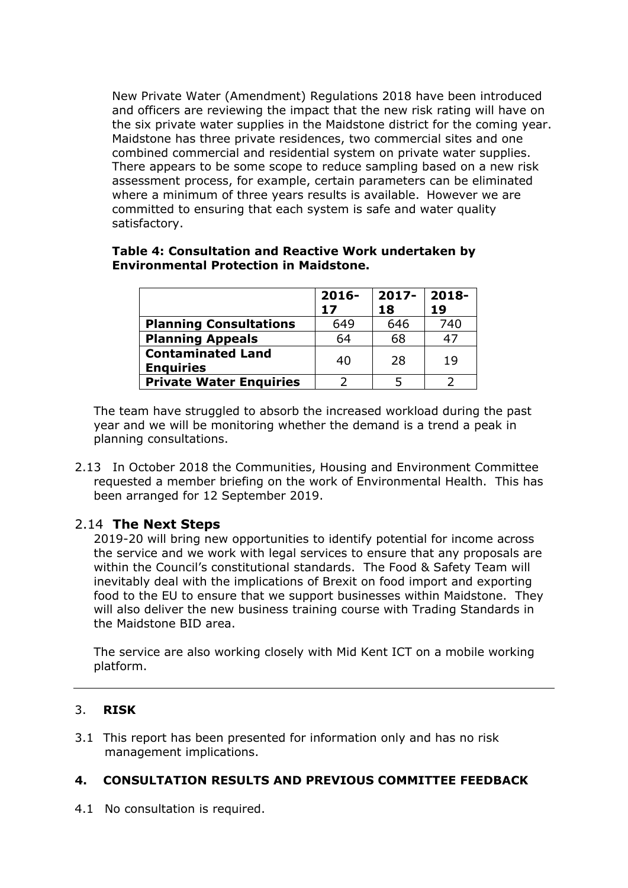New Private Water (Amendment) Regulations 2018 have been introduced and officers are reviewing the impact that the new risk rating will have on the six private water supplies in the Maidstone district for the coming year. Maidstone has three private residences, two commercial sites and one combined commercial and residential system on private water supplies. There appears to be some scope to reduce sampling based on a new risk assessment process, for example, certain parameters can be eliminated where a minimum of three years results is available. However we are committed to ensuring that each system is safe and water quality satisfactory.

**Table 4: Consultation and Reactive Work undertaken by Environmental Protection in Maidstone.**

| | 2016-17 | 2017-18 | 2018-19 |
|---|---|---|---|
| **Planning Consultations** | 649 | 646 | 740 |
| **Planning Appeals** | 64 | 68 | 47 |
| **Contaminated Land Enquiries** | 40 | 28 | 19 |
| **Private Water Enquiries** | 2 | 5 | 2 |

The team have struggled to absorb the increased workload during the past year and we will be monitoring whether the demand is a trend a peak in planning consultations.

2.13 In October 2018 the Communities, Housing and Environment Committee requested a member briefing on the work of Environmental Health. This has been arranged for 12 September 2019.

## 2.14 The Next Steps

2019-20 will bring new opportunities to identify potential for income across the service and we work with legal services to ensure that any proposals are within the Council's constitutional standards. The Food & Safety Team will inevitably deal with the implications of Brexit on food import and exporting food to the EU to ensure that we support businesses within Maidstone. They will also deliver the new business training course with Trading Standards in the Maidstone BID area.

The service are also working closely with Mid Kent ICT on a mobile working platform.

---

## 3. RISK

3.1 This report has been presented for information only and has no risk management implications.

## 4. CONSULTATION RESULTS AND PREVIOUS COMMITTEE FEEDBACK

4.1 No consultation is required.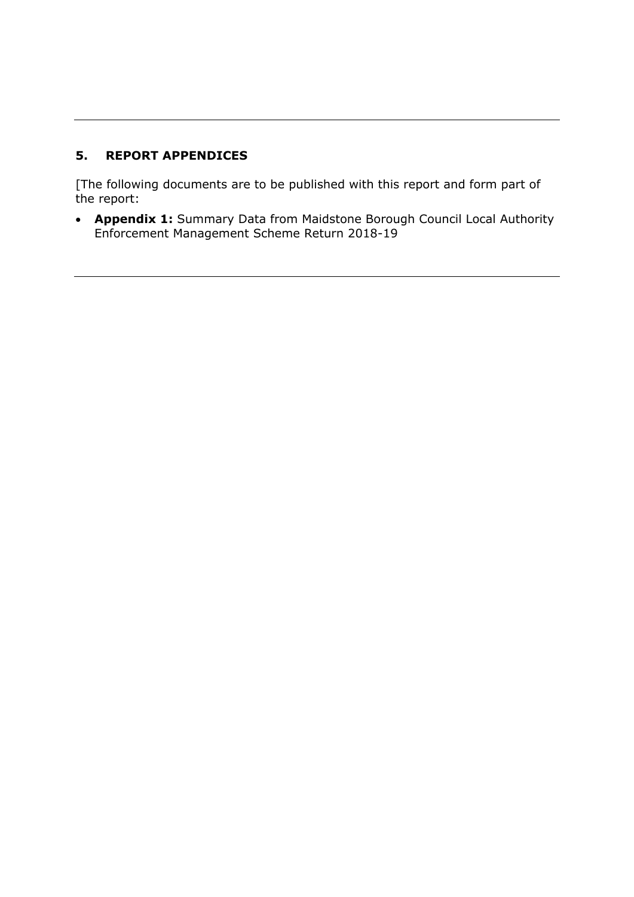---

## 5. REPORT APPENDICES

[The following documents are to be published with this report and form part of the report:

- **Appendix 1:** Summary Data from Maidstone Borough Council Local Authority Enforcement Management Scheme Return 2018-19

---